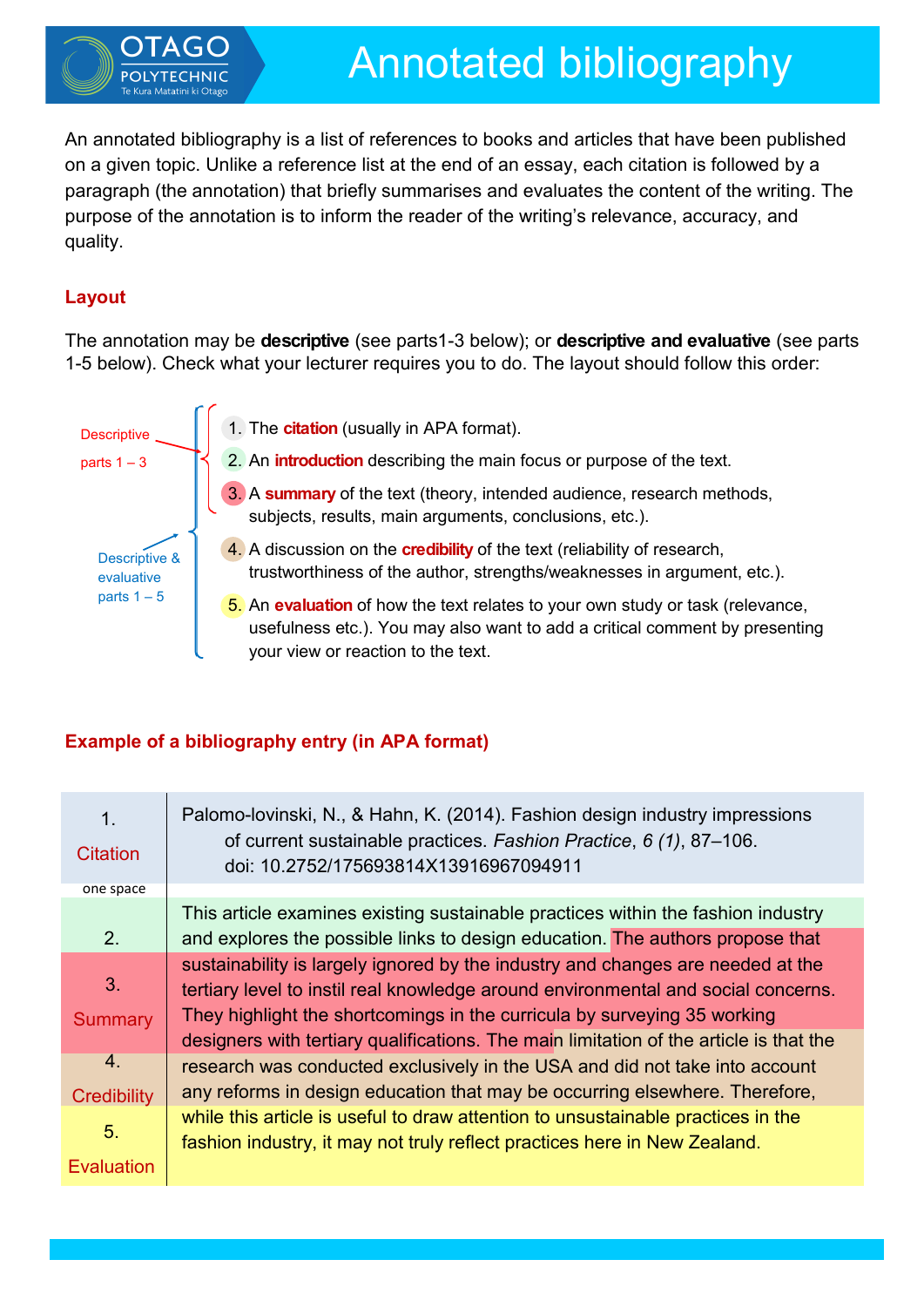# Annotated bibliography

An annotated bibliography is a list of references to books and articles that have been published on a given topic. Unlike a reference list at the end of an essay, each citation is followed by a paragraph (the annotation) that briefly summarises and evaluates the content of the writing. The purpose of the annotation is to inform the reader of the writing's relevance, accuracy, and quality.

## Layout

The annotation may be **descriptive** (see parts1-3 below); or **descriptive and evaluative** (see parts 1-5 below). Check what your lecturer requires you to do. The layout should follow this order:

Descriptive parts 1 – 3:

1. The **citation** (usually in APA format).
2. An **introduction** describing the main focus or purpose of the text.
3. A **summary** of the text (theory, intended audience, research methods, subjects, results, main arguments, conclusions, etc.).

Descriptive & evaluative parts 1 – 5:

4. A discussion on the **credibility** of the text (reliability of research, trustworthiness of the author, strengths/weaknesses in argument, etc.).
5. An **evaluation** of how the text relates to your own study or task (relevance, usefulness etc.). You may also want to add a critical comment by presenting your view or reaction to the text.

## Example of a bibliography entry (in APA format)

| | |
|---|---|
| 1. Citation | Palomo-lovinski, N., & Hahn, K. (2014). Fashion design industry impressions of current sustainable practices. *Fashion Practice*, *6 (1)*, 87–106. doi: 10.2752/175693814X13916967094911 |
| one space | |
| 2. | This article examines existing sustainable practices within the fashion industry and explores the possible links to design education. |
| 3. Summary | The authors propose that sustainability is largely ignored by the industry and changes are needed at the tertiary level to instil real knowledge around environmental and social concerns. They highlight the shortcomings in the curricula by surveying 35 working designers with tertiary qualifications. |
| 4. Credibility | The main limitation of the article is that the research was conducted exclusively in the USA and did not take into account any reforms in design education that may be occurring elsewhere. |
| 5. Evaluation | Therefore, while this article is useful to draw attention to unsustainable practices in the fashion industry, it may not truly reflect practices here in New Zealand. |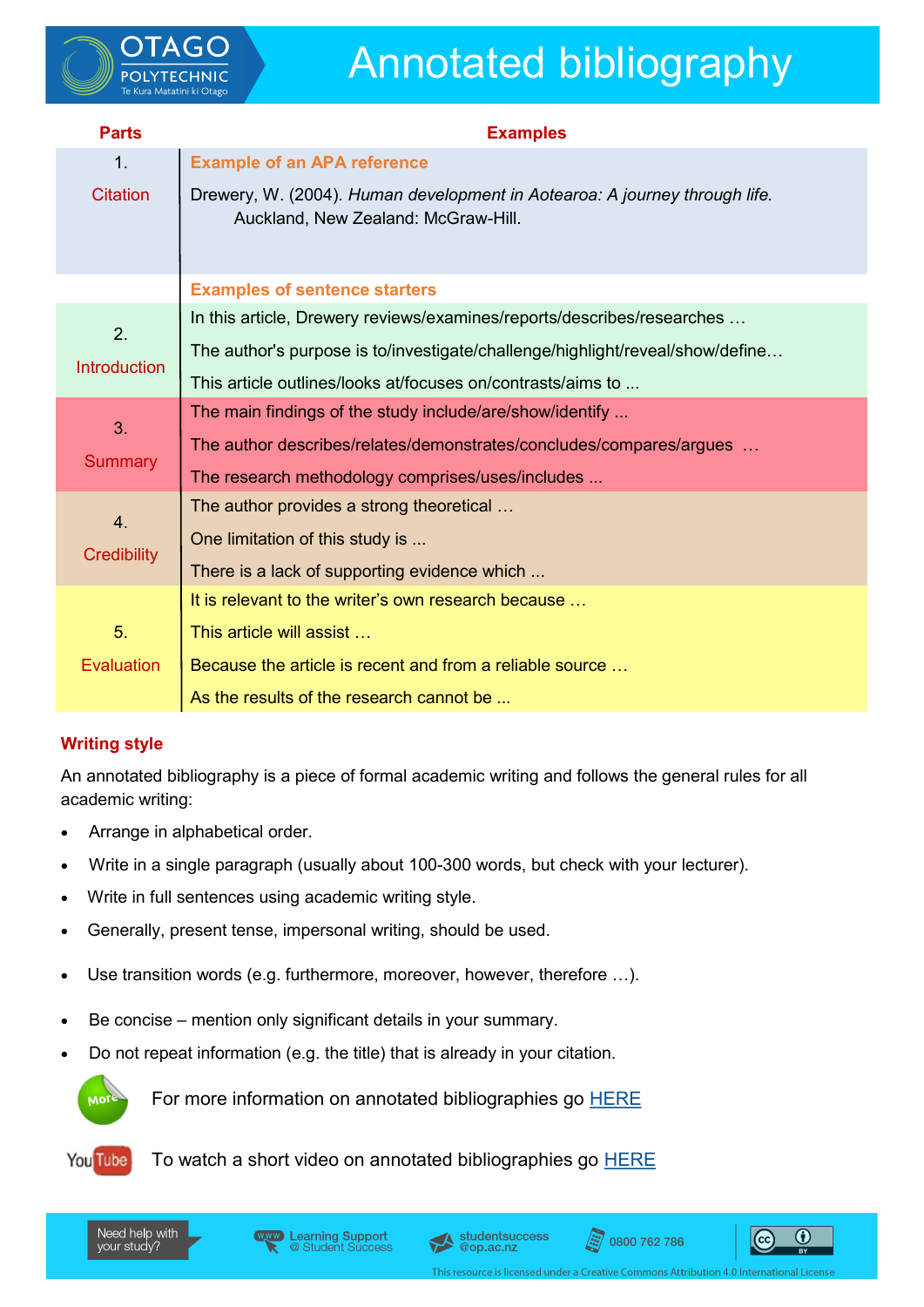# Annotated bibliography

| Parts | Examples |
|---|---|
| 1. Citation | **Example of an APA reference** <br> Drewery, W. (2004). *Human development in Aotearoa: A journey through life.* Auckland, New Zealand: McGraw-Hill. |
| | **Examples of sentence starters** |
| 2. Introduction | In this article, Drewery reviews/examines/reports/describes/researches … <br> The author's purpose is to/investigate/challenge/highlight/reveal/show/define… <br> This article outlines/looks at/focuses on/contrasts/aims to ... |
| 3. Summary | The main findings of the study include/are/show/identify ... <br> The author describes/relates/demonstrates/concludes/compares/argues … <br> The research methodology comprises/uses/includes ... |
| 4. Credibility | The author provides a strong theoretical … <br> One limitation of this study is ... <br> There is a lack of supporting evidence which ... |
| 5. Evaluation | It is relevant to the writer's own research because … <br> This article will assist … <br> Because the article is recent and from a reliable source … <br> As the results of the research cannot be ... |

## Writing style

An annotated bibliography is a piece of formal academic writing and follows the general rules for all academic writing:

- Arrange in alphabetical order.
- Write in a single paragraph (usually about 100-300 words, but check with your lecturer).
- Write in full sentences using academic writing style.
- Generally, present tense, impersonal writing, should be used.
- Use transition words (e.g. furthermore, moreover, however, therefore …).
- Be concise – mention only significant details in your summary.
- Do not repeat information (e.g. the title) that is already in your citation.

For more information on annotated bibliographies go [HERE]

To watch a short video on annotated bibliographies go [HERE]

Need help with your study? Learning Support @ Student Success | studentsuccess@op.ac.nz | 0800 762 786

This resource is licensed under a Creative Commons Attribution 4.0 International License